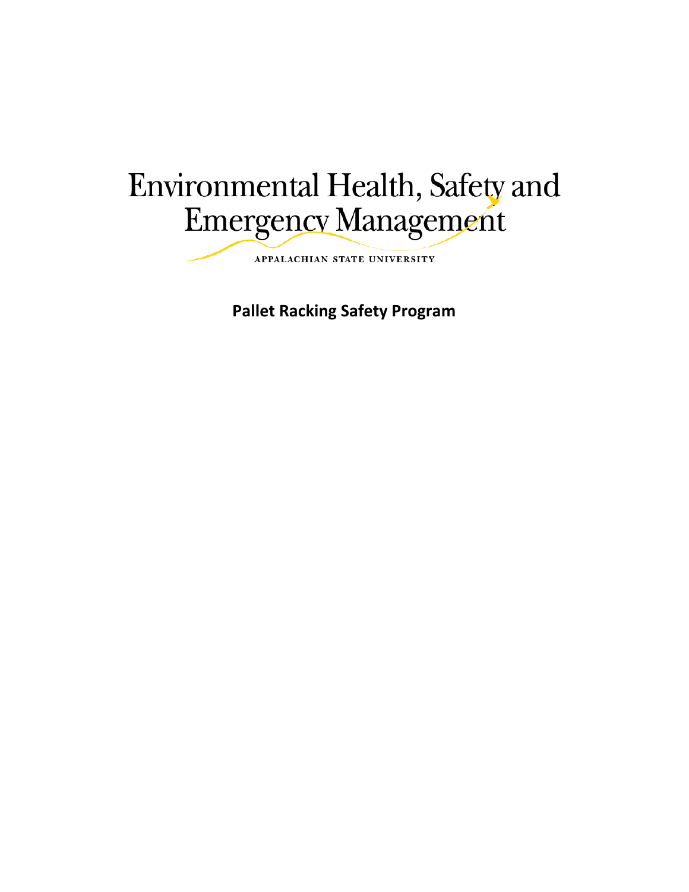# Environmental Health, Safety and Emergency Management

APPALACHIAN STATE UNIVERSITY

**Pallet Racking Safety Program**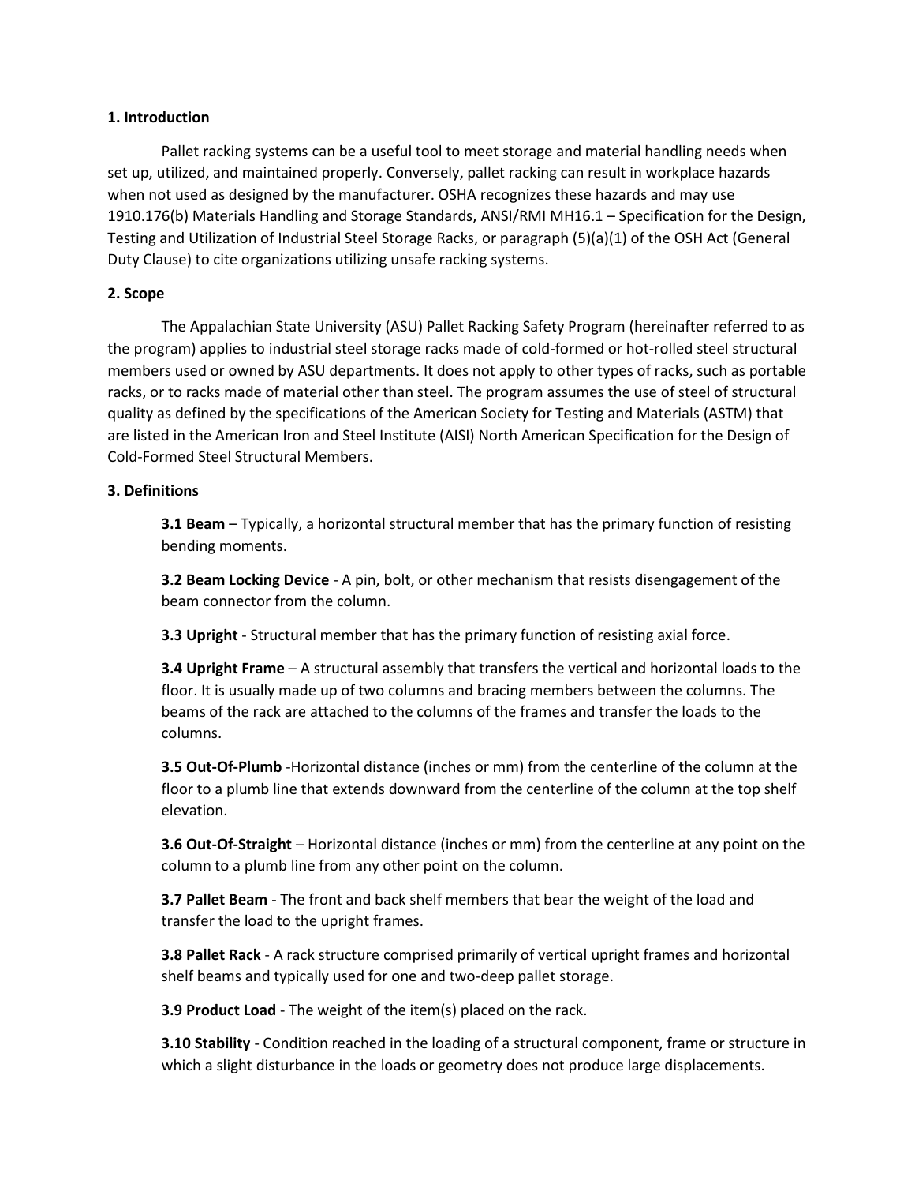## 1. Introduction

Pallet racking systems can be a useful tool to meet storage and material handling needs when set up, utilized, and maintained properly. Conversely, pallet racking can result in workplace hazards when not used as designed by the manufacturer. OSHA recognizes these hazards and may use 1910.176(b) Materials Handling and Storage Standards, ANSI/RMI MH16.1 – Specification for the Design, Testing and Utilization of Industrial Steel Storage Racks, or paragraph (5)(a)(1) of the OSH Act (General Duty Clause) to cite organizations utilizing unsafe racking systems.

## 2. Scope

The Appalachian State University (ASU) Pallet Racking Safety Program (hereinafter referred to as the program) applies to industrial steel storage racks made of cold-formed or hot-rolled steel structural members used or owned by ASU departments. It does not apply to other types of racks, such as portable racks, or to racks made of material other than steel. The program assumes the use of steel of structural quality as defined by the specifications of the American Society for Testing and Materials (ASTM) that are listed in the American Iron and Steel Institute (AISI) North American Specification for the Design of Cold-Formed Steel Structural Members.

## 3. Definitions

**3.1 Beam** – Typically, a horizontal structural member that has the primary function of resisting bending moments.

**3.2 Beam Locking Device** - A pin, bolt, or other mechanism that resists disengagement of the beam connector from the column.

**3.3 Upright** - Structural member that has the primary function of resisting axial force.

**3.4 Upright Frame** – A structural assembly that transfers the vertical and horizontal loads to the floor. It is usually made up of two columns and bracing members between the columns. The beams of the rack are attached to the columns of the frames and transfer the loads to the columns.

**3.5 Out-Of-Plumb** -Horizontal distance (inches or mm) from the centerline of the column at the floor to a plumb line that extends downward from the centerline of the column at the top shelf elevation.

**3.6 Out-Of-Straight** – Horizontal distance (inches or mm) from the centerline at any point on the column to a plumb line from any other point on the column.

**3.7 Pallet Beam** - The front and back shelf members that bear the weight of the load and transfer the load to the upright frames.

**3.8 Pallet Rack** - A rack structure comprised primarily of vertical upright frames and horizontal shelf beams and typically used for one and two-deep pallet storage.

**3.9 Product Load** - The weight of the item(s) placed on the rack.

**3.10 Stability** - Condition reached in the loading of a structural component, frame or structure in which a slight disturbance in the loads or geometry does not produce large displacements.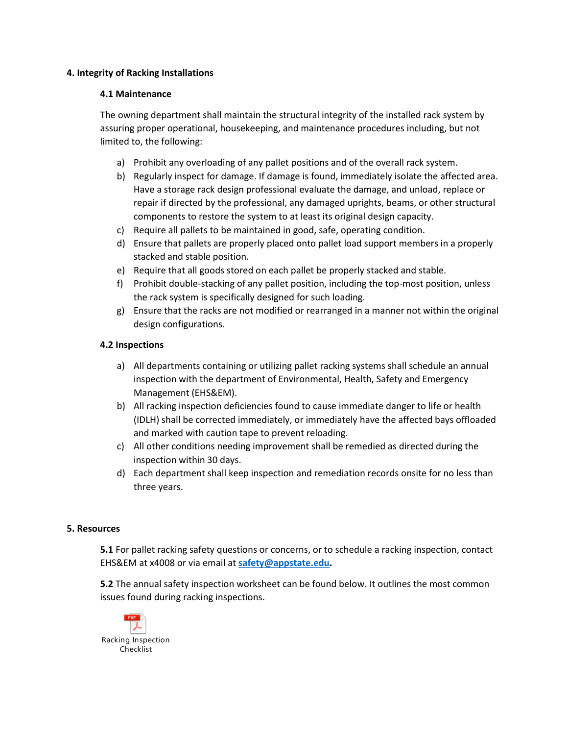## 4. Integrity of Racking Installations

### 4.1 Maintenance

The owning department shall maintain the structural integrity of the installed rack system by assuring proper operational, housekeeping, and maintenance procedures including, but not limited to, the following:

a) Prohibit any overloading of any pallet positions and of the overall rack system.
b) Regularly inspect for damage. If damage is found, immediately isolate the affected area. Have a storage rack design professional evaluate the damage, and unload, replace or repair if directed by the professional, any damaged uprights, beams, or other structural components to restore the system to at least its original design capacity.
c) Require all pallets to be maintained in good, safe, operating condition.
d) Ensure that pallets are properly placed onto pallet load support members in a properly stacked and stable position.
e) Require that all goods stored on each pallet be properly stacked and stable.
f) Prohibit double-stacking of any pallet position, including the top-most position, unless the rack system is specifically designed for such loading.
g) Ensure that the racks are not modified or rearranged in a manner not within the original design configurations.

### 4.2 Inspections

a) All departments containing or utilizing pallet racking systems shall schedule an annual inspection with the department of Environmental, Health, Safety and Emergency Management (EHS&EM).
b) All racking inspection deficiencies found to cause immediate danger to life or health (IDLH) shall be corrected immediately, or immediately have the affected bays offloaded and marked with caution tape to prevent reloading.
c) All other conditions needing improvement shall be remedied as directed during the inspection within 30 days.
d) Each department shall keep inspection and remediation records onsite for no less than three years.

## 5. Resources

**5.1** For pallet racking safety questions or concerns, or to schedule a racking inspection, contact EHS&EM at x4008 or via email at **safety@appstate.edu.**

**5.2** The annual safety inspection worksheet can be found below. It outlines the most common issues found during racking inspections.

Racking Inspection Checklist